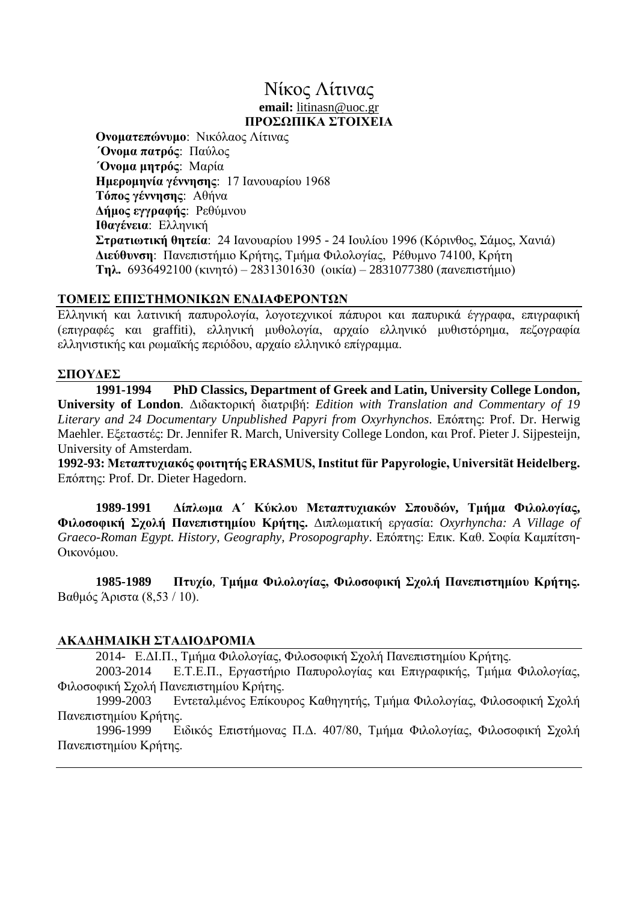# Νίκος Λίτινας

**email:** litinasn@uoc.gr

## ΠΡΟΣΩΠΙΚΑ ΣΤΟΙΧΕΙΑ

**Ονοματεπώνυμο**: Νικόλαος Λίτινας
**΄Ονομα πατρός**: Παύλος
**΄Ονομα μητρός**: Μαρία
**Ημερομηνία γέννησης**: 17 Ιανουαρίου 1968
**Τόπος γέννησης**: Αθήνα
**Δήμος εγγραφής**: Ρεθύμνου
**Ιθαγένεια**: Ελληνική
**Στρατιωτική θητεία**: 24 Ιανουαρίου 1995 - 24 Ιουλίου 1996 (Κόρινθος, Σάμος, Χανιά)
**Διεύθυνση**: Πανεπιστήμιο Κρήτης, Τμήμα Φιλολογίας, Ρέθυμνο 74100, Κρήτη
**Τηλ.** 6936492100 (κινητό) – 2831301630 (οικία) – 2831077380 (πανεπιστήμιο)

## ΤΟΜΕΙΣ ΕΠΙΣΤΗΜΟΝΙΚΩΝ ΕΝΔΙΑΦΕΡΟΝΤΩΝ

Ελληνική και λατινική παπυρολογία, λογοτεχνικοί πάπυροι και παπυρικά έγγραφα, επιγραφική (επιγραφές και graffiti), ελληνική μυθολογία, αρχαίο ελληνικό μυθιστόρημα, πεζογραφία ελληνιστικής και ρωμαϊκής περιόδου, αρχαίο ελληνικό επίγραμμα.

## ΣΠΟΥΔΕΣ

**1991-1994 PhD Classics, Department of Greek and Latin, University College London, University of London**. Διδακτορική διατριβή: *Edition with Translation and Commentary of 19 Literary and 24 Documentary Unpublished Papyri from Oxyrhynchos*. Επόπτης: Prof. Dr. Herwig Maehler. Εξεταστές: Dr. Jennifer R. March, University College London, και Prof. Pieter J. Sijpesteijn, University of Amsterdam.

**1992-93: Μεταπτυχιακός φοιτητής ERASMUS, Institut für Papyrologie, Universität Heidelberg.** Επόπτης: Prof. Dr. Dieter Hagedorn.

**1989-1991 Δίπλωμα Α΄ Κύκλου Μεταπτυχιακών Σπουδών, Τμήμα Φιλολογίας, Φιλοσοφική Σχολή Πανεπιστημίου Κρήτης.** Διπλωματική εργασία: *Oxyrhyncha: A Village of Graeco-Roman Egypt. History, Geography, Prosopography*. Επόπτης: Επικ. Καθ. Σοφία Καμπίτση-Οικονόμου.

**1985-1989 Πτυχίο**, **Τμήμα Φιλολογίας, Φιλοσοφική Σχολή Πανεπιστημίου Κρήτης.** Βαθμός Άριστα (8,53 / 10).

## ΑΚΑΔΗΜΑΙΚΗ ΣΤΑΔΙΟΔΡΟΜΙΑ

2014- Ε.ΔΙ.Π., Τμήμα Φιλολογίας, Φιλοσοφική Σχολή Πανεπιστημίου Κρήτης.

2003-2014 Ε.Τ.Ε.Π., Εργαστήριο Παπυρολογίας και Επιγραφικής, Τμήμα Φιλολογίας, Φιλοσοφική Σχολή Πανεπιστημίου Κρήτης.

1999-2003 Εντεταλμένος Επίκουρος Καθηγητής, Τμήμα Φιλολογίας, Φιλοσοφική Σχολή Πανεπιστημίου Κρήτης.

1996-1999 Ειδικός Επιστήμονας Π.Δ. 407/80, Τμήμα Φιλολογίας, Φιλοσοφική Σχολή Πανεπιστημίου Κρήτης.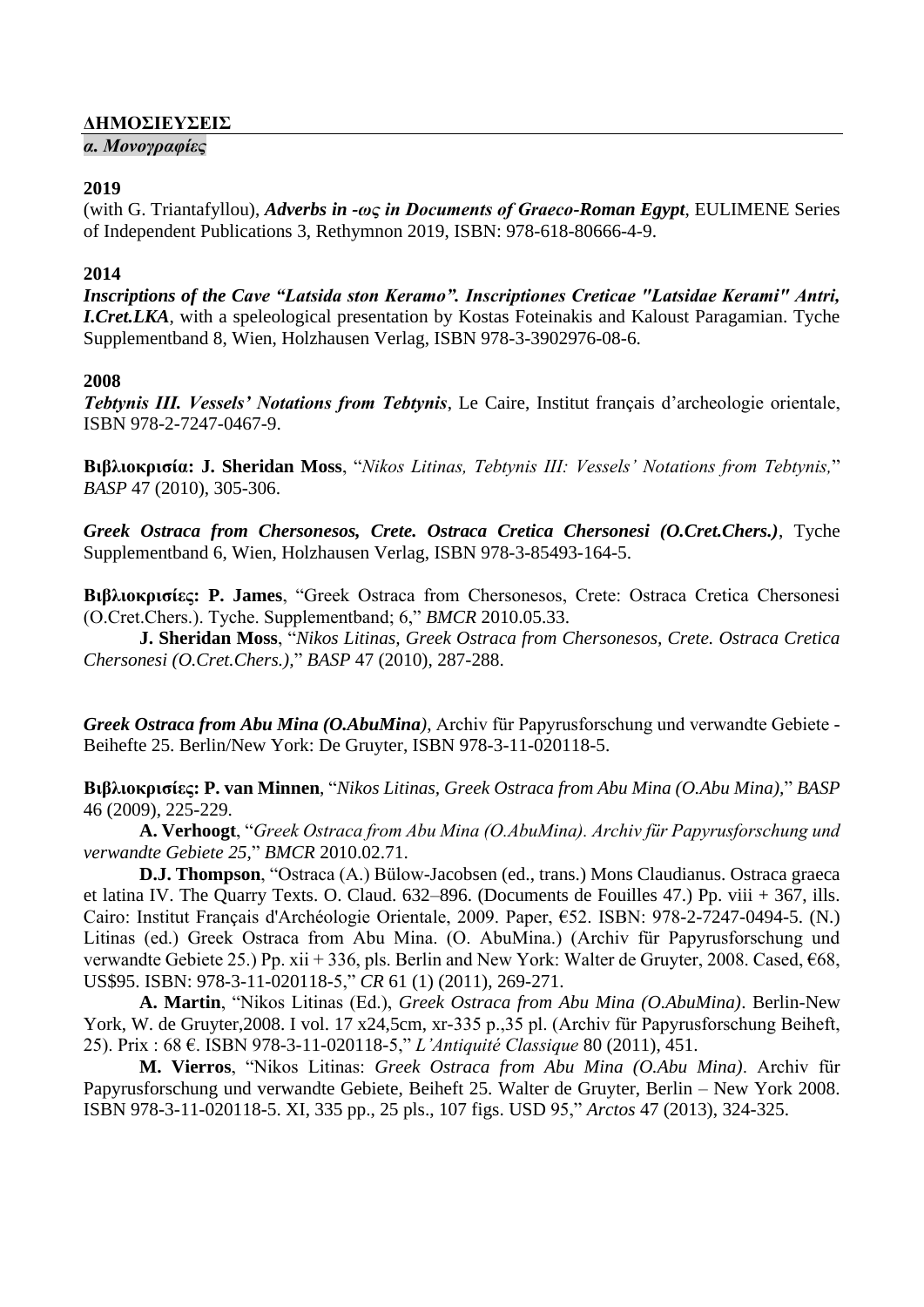## ΔΗΜΟΣΙΕΥΣΕΙΣ

### *α. Μονογραφίες*

**2019**

(with G. Triantafyllou), ***Adverbs in -ως in Documents of Graeco-Roman Egypt***, EULIMENE Series of Independent Publications 3, Rethymnon 2019, ISBN: 978-618-80666-4-9.

**2014**

***Inscriptions of the Cave "Latsida ston Keramo". Inscriptiones Creticae "Latsidae Kerami" Antri, I.Cret.LKA***, with a speleological presentation by Kostas Foteinakis and Kaloust Paragamian. Tyche Supplementband 8, Wien, Holzhausen Verlag, ISBN 978-3-3902976-08-6.

**2008**

***Tebtynis III. Vessels' Notations from Tebtynis***, Le Caire, Institut français d'archeologie orientale, ISBN 978-2-7247-0467-9.

**Βιβλιοκρισία: J. Sheridan Moss**, "*Nikos Litinas, Tebtynis III: Vessels' Notations from Tebtynis,*" *BASP* 47 (2010), 305-306.

***Greek Ostraca from Chersonesos, Crete. Ostraca Cretica Chersonesi (O.Cret.Chers.)***, Tyche Supplementband 6, Wien, Holzhausen Verlag, ISBN 978-3-85493-164-5.

**Βιβλιοκρισίες: P. James**, "Greek Ostraca from Chersonesos, Crete: Ostraca Cretica Chersonesi (O.Cret.Chers.). Tyche. Supplementband; 6," *BMCR* 2010.05.33.

**J. Sheridan Moss**, "*Nikos Litinas, Greek Ostraca from Chersonesos, Crete. Ostraca Cretica Chersonesi (O.Cret.Chers.),*" *BASP* 47 (2010), 287-288.

***Greek Ostraca from Abu Mina (O.AbuMina)***, Archiv für Papyrusforschung und verwandte Gebiete - Beihefte 25. Berlin/New York: De Gruyter, ISBN 978-3-11-020118-5.

**Βιβλιοκρισίες: P. van Minnen**, "*Nikos Litinas, Greek Ostraca from Abu Mina (O.Abu Mina),*" *BASP* 46 (2009), 225-229.

**A. Verhoogt**, "*Greek Ostraca from Abu Mina (O.AbuMina). Archiv für Papyrusforschung und verwandte Gebiete 25,*" *BMCR* 2010.02.71.

**D.J. Thompson**, "Ostraca (A.) Bülow-Jacobsen (ed., trans.) Mons Claudianus. Ostraca graeca et latina IV. The Quarry Texts. O. Claud. 632–896. (Documents de Fouilles 47.) Pp. viii + 367, ills. Cairo: Institut Français d'Archéologie Orientale, 2009. Paper, €52. ISBN: 978-2-7247-0494-5. (N.) Litinas (ed.) Greek Ostraca from Abu Mina. (O. AbuMina.) (Archiv für Papyrusforschung und verwandte Gebiete 25.) Pp. xii + 336, pls. Berlin and New York: Walter de Gruyter, 2008. Cased, €68, US$95. ISBN: 978-3-11-020118-5," *CR* 61 (1) (2011), 269-271.

**A. Martin**, "Nikos Litinas (Ed.), *Greek Ostraca from Abu Mina (O.AbuMina)*. Berlin-New York, W. de Gruyter,2008. I vol. 17 x24,5cm, xr-335 p.,35 pl. (Archiv für Papyrusforschung Beiheft, 25). Prix : 68 €. ISBN 978-3-11-020118-5," *L'Antiquité Classique* 80 (2011), 451.

**M. Vierros**, "Nikos Litinas: *Greek Ostraca from Abu Mina (O.Abu Mina)*. Archiv für Papyrusforschung und verwandte Gebiete, Beiheft 25. Walter de Gruyter, Berlin – New York 2008. ISBN 978-3-11-020118-5. XI, 335 pp., 25 pls., 107 figs. USD 95," *Arctos* 47 (2013), 324-325.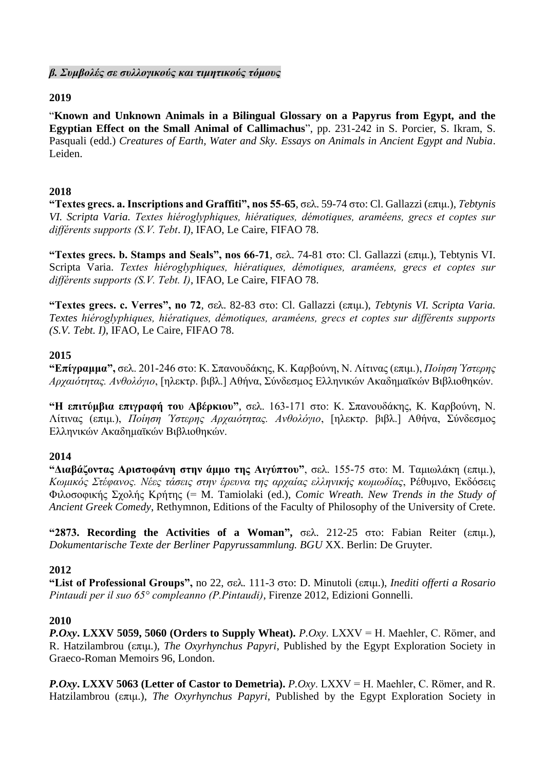### *β. Συμβολές σε συλλογικούς και τιμητικούς τόμους*

**2019**

"**Known and Unknown Animals in a Bilingual Glossary on a Papyrus from Egypt, and the Egyptian Effect on the Small Animal of Callimachus**", pp. 231-242 in S. Porcier, S. Ikram, S. Pasquali (edd.) *Creatures of Earth, Water and Sky. Essays on Animals in Ancient Egypt and Nubia*. Leiden.

**2018**

**"Textes grecs. a. Inscriptions and Graffiti", nos 55-65**, σελ. 59-74 στο: Cl. Gallazzi (επιμ.), *Tebtynis VI. Scripta Varia. Textes hiéroglyphiques, hiératiques, démotiques, araméens, grecs et coptes sur différents supports (S.V. Tebt. I)*, IFAO, Le Caire, FIFAO 78.

**"Textes grecs. b. Stamps and Seals", nos 66-71**, σελ. 74-81 στο: Cl. Gallazzi (επιμ.), Tebtynis VI. Scripta Varia. *Textes hiéroglyphiques, hiératiques, démotiques, araméens, grecs et coptes sur différents supports (S.V. Tebt. I)*, IFAO, Le Caire, FIFAO 78.

**"Textes grecs. c. Verres", no 72**, σελ. 82-83 στο: Cl. Gallazzi (επιμ.), *Tebtynis VI. Scripta Varia. Textes hiéroglyphiques, hiératiques, démotiques, araméens, grecs et coptes sur différents supports (S.V. Tebt. I)*, IFAO, Le Caire, FIFAO 78.

**2015**

**"Επίγραμμα",** σελ. 201-246 στο: Κ. Σπανουδάκης, Κ. Καρβούνη, Ν. Λίτινας (επιμ.), *Ποίηση Ύστερης Αρχαιότητας. Ανθολόγιο*, [ηλεκτρ. βιβλ.] Αθήνα, Σύνδεσμος Ελληνικών Ακαδημαϊκών Βιβλιοθηκών.

**"Η επιτύμβια επιγραφή του Αβέρκιου"**, σελ. 163-171 στο: Κ. Σπανουδάκης, Κ. Καρβούνη, Ν. Λίτινας (επιμ.), *Ποίηση Ύστερης Αρχαιότητας. Ανθολόγιο*, [ηλεκτρ. βιβλ.] Αθήνα, Σύνδεσμος Ελληνικών Ακαδημαϊκών Βιβλιοθηκών.

**2014**

**"Διαβάζοντας Αριστοφάνη στην άμμο της Αιγύπτου"**, σελ. 155-75 στο: Μ. Ταμιωλάκη (επιμ.), *Κωμικός Στέφανος. Νέες τάσεις στην έρευνα της αρχαίας ελληνικής κωμωδίας*, Ρέθυμνο, Εκδόσεις Φιλοσοφικής Σχολής Κρήτης (= M. Tamiolaki (ed.), *Comic Wreath. New Trends in the Study of Ancient Greek Comedy*, Rethymnon, Editions of the Faculty of Philosophy of the University of Crete.

**"2873. Recording the Activities of a Woman",** σελ. 212-25 στο: Fabian Reiter (επιμ.), *Dokumentarische Texte der Berliner Papyrussammlung. BGU* XX. Berlin: De Gruyter.

**2012**

**"List of Professional Groups",** no 22, σελ. 111-3 στο: D. Minutoli (επιμ.), *Inediti offerti a Rosario Pintaudi per il suo 65° compleanno (P.Pintaudi)*, Firenze 2012, Edizioni Gonnelli.

**2010**

***P.Oxy*. LXXV 5059, 5060 (Orders to Supply Wheat).** *P.Oxy*. LXXV = H. Maehler, C. Römer, and R. Hatzilambrou (επιμ.), *The Oxyrhynchus Papyri*, Published by the Egypt Exploration Society in Graeco-Roman Memoirs 96, London.

***P.Oxy*. LXXV 5063 (Letter of Castor to Demetria).** *P.Oxy*. LXXV = H. Maehler, C. Römer, and R. Hatzilambrou (επιμ.), *The Oxyrhynchus Papyri*, Published by the Egypt Exploration Society in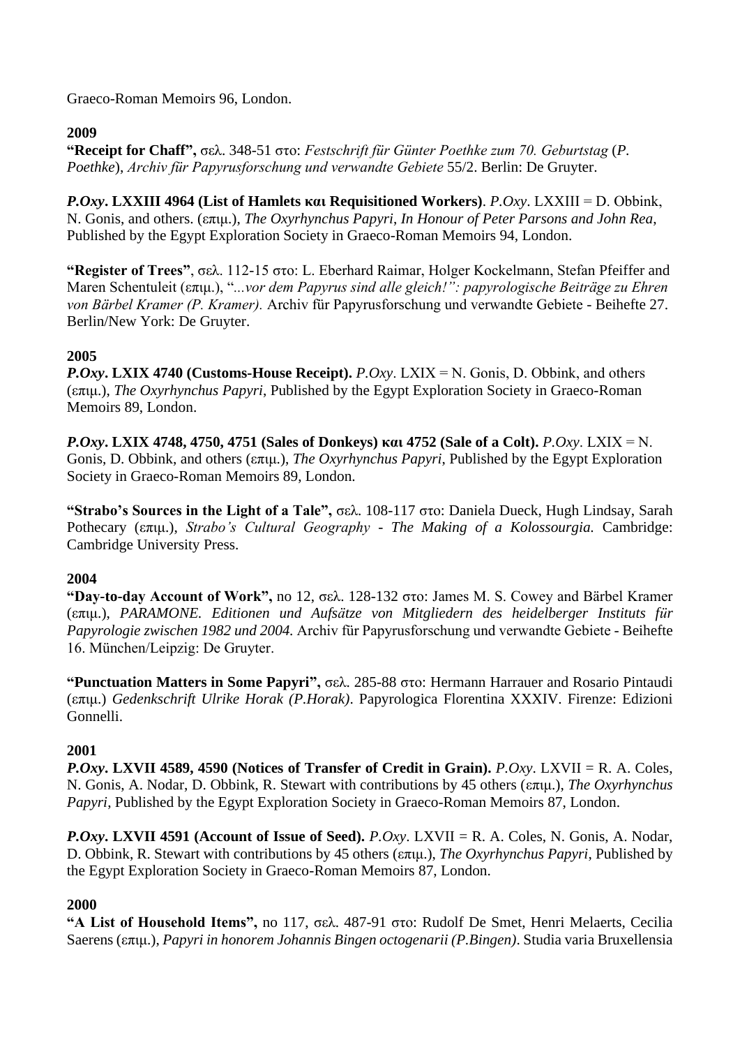Graeco-Roman Memoirs 96, London.

**2009**

**"Receipt for Chaff"**, σελ. 348-51 στο: *Festschrift für Günter Poethke zum 70. Geburtstag* (*P. Poethke*), *Archiv für Papyrusforschung und verwandte Gebiete* 55/2. Berlin: De Gruyter.

***P.Oxy*. LXXIII 4964 (List of Hamlets και Requisitioned Workers)**. *P.Oxy*. LXXIII = D. Obbink, N. Gonis, and others. (επιμ.), *The Oxyrhynchus Papyri*, *In Honour of Peter Parsons and John Rea*, Published by the Egypt Exploration Society in Graeco-Roman Memoirs 94, London.

**"Register of Trees"**, σελ. 112-15 στο: L. Eberhard Raimar, Holger Kockelmann, Stefan Pfeiffer and Maren Schentuleit (επιμ.), "*...vor dem Papyrus sind alle gleich!": papyrologische Beiträge zu Ehren von Bärbel Kramer (P. Kramer).* Archiv für Papyrusforschung und verwandte Gebiete - Beihefte 27. Berlin/New York: De Gruyter.

**2005**

***P.Oxy*. LXIX 4740 (Customs-House Receipt).** *P.Oxy*. LXIX = N. Gonis, D. Obbink, and others (επιμ.), *The Oxyrhynchus Papyri*, Published by the Egypt Exploration Society in Graeco-Roman Memoirs 89, London.

***P.Oxy*. LXIX 4748, 4750, 4751 (Sales of Donkeys) και 4752 (Sale of a Colt).** *P.Oxy*. LXIX = N. Gonis, D. Obbink, and others (επιμ.), *The Oxyrhynchus Papyri*, Published by the Egypt Exploration Society in Graeco-Roman Memoirs 89, London.

**"Strabo's Sources in the Light of a Tale",** σελ. 108-117 στο: Daniela Dueck, Hugh Lindsay, Sarah Pothecary (επιμ.), *Strabo's Cultural Geography - The Making of a Kolossourgia.* Cambridge: Cambridge University Press.

**2004**

**"Day-to-day Account of Work",** no 12, σελ. 128-132 στο: James M. S. Cowey and Bärbel Kramer (επιμ.), *PARAMONE. Editionen und Aufsätze von Mitgliedern des heidelberger Instituts für Papyrologie zwischen 1982 und 2004.* Archiv für Papyrusforschung und verwandte Gebiete - Beihefte 16. München/Leipzig: De Gruyter.

**"Punctuation Matters in Some Papyri",** σελ. 285-88 στο: Hermann Harrauer and Rosario Pintaudi (επιμ.) *Gedenkschrift Ulrike Horak (P.Horak)*. Papyrologica Florentina XXXIV. Firenze: Edizioni Gonnelli.

**2001**

***P.Oxy*. LXVII 4589, 4590 (Notices of Transfer of Credit in Grain).** *P.Oxy*. LXVII = R. A. Coles, N. Gonis, A. Nodar, D. Obbink, R. Stewart with contributions by 45 others (επιμ.), *The Oxyrhynchus Papyri*, Published by the Egypt Exploration Society in Graeco-Roman Memoirs 87, London.

***P.Oxy*. LXVII 4591 (Account of Issue of Seed).** *P.Oxy*. LXVII = R. A. Coles, N. Gonis, A. Nodar, D. Obbink, R. Stewart with contributions by 45 others (επιμ.), *The Oxyrhynchus Papyri*, Published by the Egypt Exploration Society in Graeco-Roman Memoirs 87, London.

**2000**

**"A List of Household Items",** no 117, σελ. 487-91 στο: Rudolf De Smet, Henri Melaerts, Cecilia Saerens (επιμ.), *Papyri in honorem Johannis Bingen octogenarii (P.Bingen)*. Studia varia Bruxellensia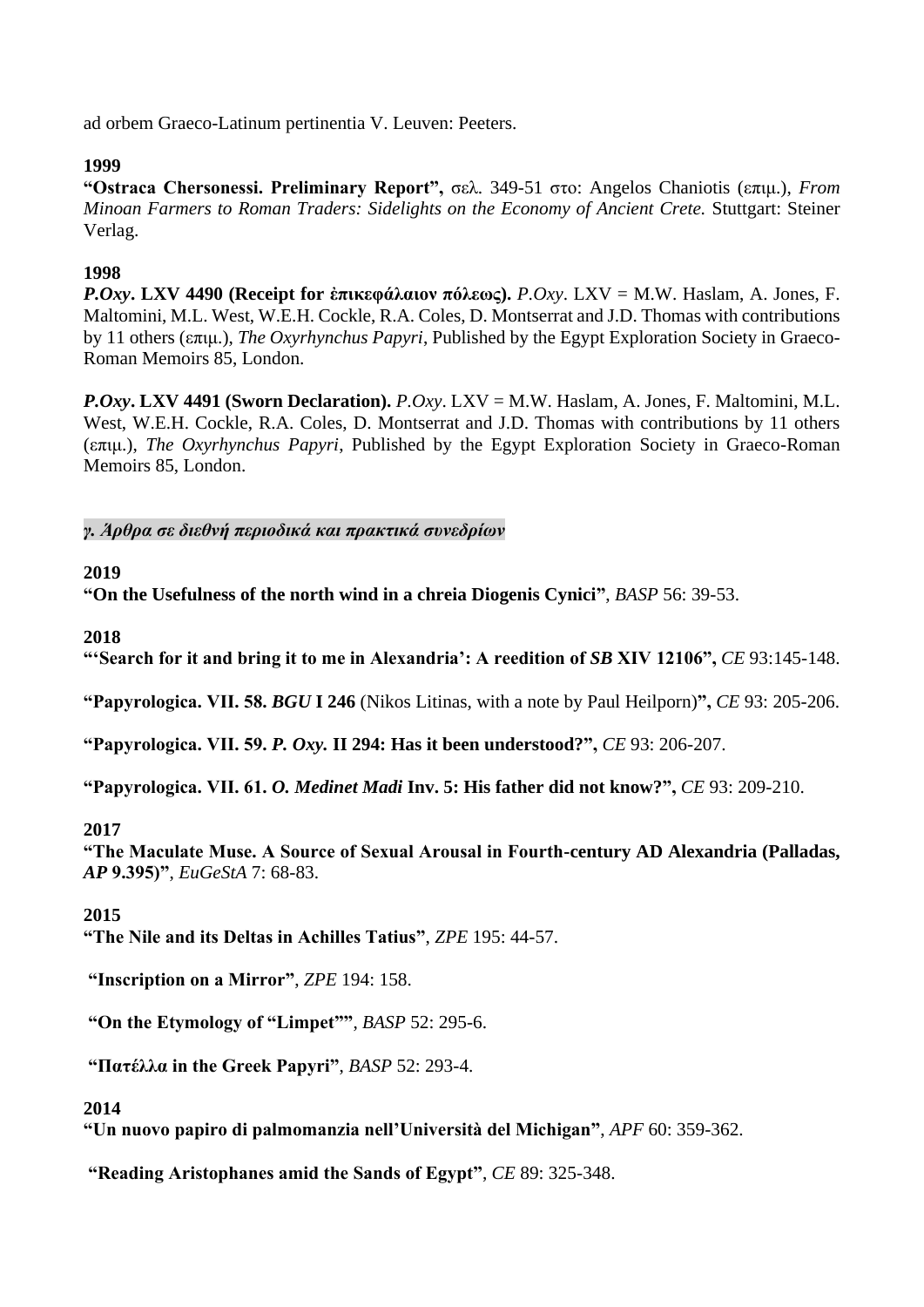ad orbem Graeco-Latinum pertinentia V. Leuven: Peeters.

**1999**

**"Ostraca Chersonessi. Preliminary Report",** σελ. 349-51 στο: Angelos Chaniotis (επιμ.), *From Minoan Farmers to Roman Traders: Sidelights on the Economy of Ancient Crete.* Stuttgart: Steiner Verlag.

**1998**

***P.Oxy*. LXV 4490 (Receipt for ἐπικεφάλαιον πόλεως).** *P.Oxy*. LXV = M.W. Haslam, A. Jones, F. Maltomini, M.L. West, W.E.H. Cockle, R.A. Coles, D. Montserrat and J.D. Thomas with contributions by 11 others (επιμ.), *The Oxyrhynchus Papyri*, Published by the Egypt Exploration Society in Graeco-Roman Memoirs 85, London.

***P.Oxy*. LXV 4491 (Sworn Declaration).** *P.Oxy*. LXV = M.W. Haslam, A. Jones, F. Maltomini, M.L. West, W.E.H. Cockle, R.A. Coles, D. Montserrat and J.D. Thomas with contributions by 11 others (επιμ.), *The Oxyrhynchus Papyri*, Published by the Egypt Exploration Society in Graeco-Roman Memoirs 85, London.

***γ. Άρθρα σε διεθνή περιοδικά και πρακτικά συνεδρίων***

**2019**

**"On the Usefulness of the north wind in a chreia Diogenis Cynici"**, *BASP* 56: 39-53.

**2018**

**"'Search for it and bring it to me in Alexandria': A reedition of *SB* XIV 12106",** *CE* 93:145-148.

**"Papyrologica. VII. 58. *BGU* I 246** (Nikos Litinas, with a note by Paul Heilporn)**",** *CE* 93: 205-206.

**"Papyrologica. VII. 59. *P. Oxy.* II 294: Has it been understood?",** *CE* 93: 206-207.

**"Papyrologica. VII. 61. *O. Medinet Madi* Inv. 5: His father did not know?",** *CE* 93: 209-210.

**2017**

**"The Maculate Muse. A Source of Sexual Arousal in Fourth-century AD Alexandria (Palladas, *AP* 9.395)"**, *EuGeStA* 7: 68-83.

**2015**

**"The Nile and its Deltas in Achilles Tatius"**, *ZPE* 195: 44-57.

**"Inscription on a Mirror"**, *ZPE* 194: 158.

**"On the Etymology of "Limpet""**, *BASP* 52: 295-6.

**"Πατέλλα in the Greek Papyri"**, *BASP* 52: 293-4.

**2014**

**"Un nuovo papiro di palmomanzia nell'Università del Michigan"**, *APF* 60: 359-362.

**"Reading Aristophanes amid the Sands of Egypt"**, *CE* 89: 325-348.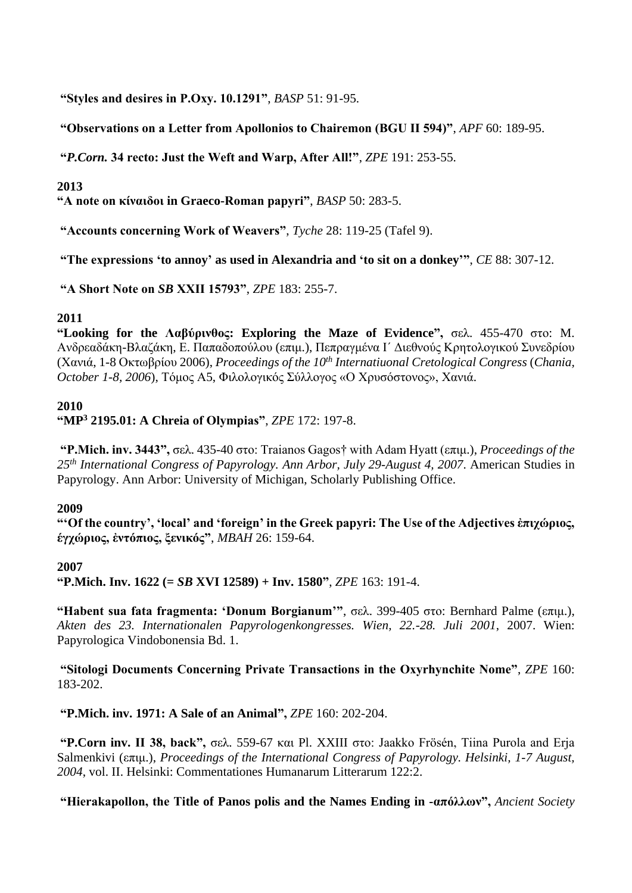**"Styles and desires in P.Oxy. 10.1291"**, *BASP* 51: 91-95.

**"Observations on a Letter from Apollonios to Chairemon (BGU II 594)"**, *APF* 60: 189-95.

**"*P.Corn.* 34 recto: Just the Weft and Warp, After All!"**, *ZPE* 191: 253-55.

**2013**

**"A note on κίναιδοι in Graeco-Roman papyri"**, *BASP* 50: 283-5.

**"Accounts concerning Work of Weavers"**, *Tyche* 28: 119-25 (Tafel 9).

**"The expressions 'to annoy' as used in Alexandria and 'to sit on a donkey'"**, *CE* 88: 307-12.

**"A Short Note on *SB* XXII 15793"**, *ZPE* 183: 255-7.

**2011**

**"Looking for the Λαβύρινθος: Exploring the Maze of Evidence",** σελ. 455-470 στο: Μ. Ανδρεαδάκη-Βλαζάκη, Ε. Παπαδοπούλου (επιμ.), Πεπραγμένα Ι΄ Διεθνούς Κρητολογικού Συνεδρίου (Χανιά, 1-8 Οκτωβρίου 2006), *Proceedings of the 10th Internatiuonal Cretological Congress* (*Chania, October 1-8, 2006*), Τόμος Α5, Φιλολογικός Σύλλογος «Ο Χρυσόστονος», Χανιά.

**2010**

**"MP$^3$ 2195.01: A Chreia of Olympias"**, *ZPE* 172: 197-8.

**"P.Mich. inv. 3443",** σελ. 435-40 στο: Traianos Gagos† with Adam Hyatt (επιμ.), *Proceedings of the 25th International Congress of Papyrology. Ann Arbor, July 29-August 4, 2007*. American Studies in Papyrology. Ann Arbor: University of Michigan, Scholarly Publishing Office.

**2009**

**"'Of the country', 'local' and 'foreign' in the Greek papyri: The Use of the Adjectives ἐπιχώριος, ἐγχώριος, ἐντόπιος, ξενικός"**, *ΜΒΑΗ* 26: 159-64.

**2007**

**"P.Mich. Inv. 1622 (= *SB* XVI 12589) + Inv. 1580"**, *ZPE* 163: 191-4.

**"Habent sua fata fragmenta: 'Donum Borgianum'"**, σελ. 399-405 στο: Bernhard Palme (επιμ.), *Akten des 23. Internationalen Papyrologenkongresses. Wien, 22.-28. Juli 2001*, 2007. Wien: Papyrologica Vindobonensia Bd. 1.

**"Sitologi Documents Concerning Private Transactions in the Oxyrhynchite Nome"**, *ZPE* 160: 183-202.

**"P.Mich. inv. 1971: A Sale of an Animal",** *ZPE* 160: 202-204.

**"P.Corn inv. II 38, back",** σελ. 559-67 και Pl. XXIII στο: Jaakko Frösén, Tiina Purola and Erja Salmenkivi (επιμ.), *Proceedings of the International Congress of Papyrology. Helsinki, 1-7 August, 2004*, vol. II. Helsinki: Commentationes Humanarum Litterarum 122:2.

**"Hierakapollon, the Title of Panos polis and the Names Ending in -απόλλων",** *Ancient Society*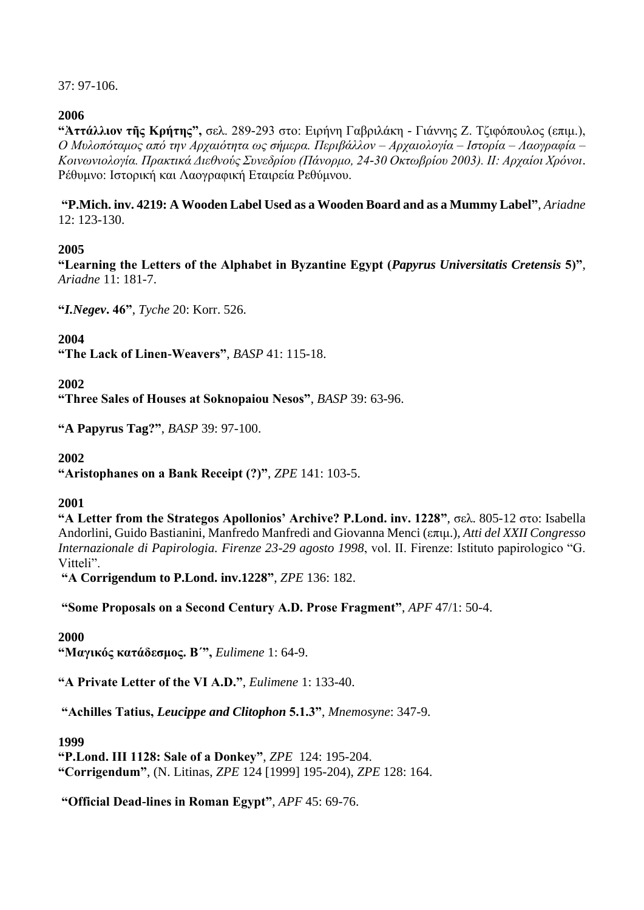37: 97-106.

**2006**

**"Ἀττάλλιον τῆς Κρήτης",** σελ. 289-293 στο: Ειρήνη Γαβριλάκη - Γιάννης Ζ. Τζιφόπουλος (επιμ.), *Ο Μυλοπόταμος από την Αρχαιότητα ως σήμερα. Περιβάλλον – Αρχαιολογία – Ιστορία – Λαογραφία – Κοινωνιολογία. Πρακτικά Διεθνούς Συνεδρίου (Πάνορμο, 24-30 Οκτωβρίου 2003). ΙΙ: Αρχαίοι Χρόνοι*. Ρέθυμνο: Ιστορική και Λαογραφική Εταιρεία Ρεθύμνου.

**"P.Mich. inv. 4219: A Wooden Label Used as a Wooden Board and as a Mummy Label"**, *Ariadne* 12: 123-130.

**2005**

**"Learning the Letters of the Alphabet in Byzantine Egypt (*Papyrus Universitatis Cretensis* 5)"**, *Ariadne* 11: 181-7.

**"*I.Negev*. 46"**, *Tyche* 20: Korr. 526.

**2004**

**"The Lack of Linen-Weavers"**, *BASP* 41: 115-18.

**2002**

**"Three Sales of Houses at Soknopaiou Nesos"**, *BASP* 39: 63-96.

**"A Papyrus Tag?"**, *BASP* 39: 97-100.

**2002**

**"Aristophanes on a Bank Receipt (?)"**, *ZPE* 141: 103-5.

**2001**

**"A Letter from the Strategos Apollonios' Archive? P.Lond. inv. 1228"**, σελ. 805-12 στο: Isabella Andorlini, Guido Bastianini, Manfredo Manfredi and Giovanna Menci (επιμ.), *Atti del XXII Congresso Internazionale di Papirologia. Firenze 23-29 agosto 1998*, vol. II. Firenze: Istituto papirologico "G. Vitteli".

**"A Corrigendum to P.Lond. inv.1228"**, *ZPE* 136: 182.

**"Some Proposals on a Second Century A.D. Prose Fragment"**, *APF* 47/1: 50-4.

**2000**

**"Μαγικός κατάδεσμος. Β΄",** *Eulimene* 1: 64-9.

**"A Private Letter of the VI A.D."**, *Eulimene* 1: 133-40.

**"Achilles Tatius, *Leucippe and Clitophon* 5.1.3"**, *Mnemosyne*: 347-9.

**1999**

**"P.Lond. III 1128: Sale of a Donkey"**, *ZPE* 124: 195-204.
**"Corrigendum"**, (N. Litinas, *ZPE* 124 [1999] 195-204), *ZPE* 128: 164.

**"Official Dead-lines in Roman Egypt"**, *APF* 45: 69-76.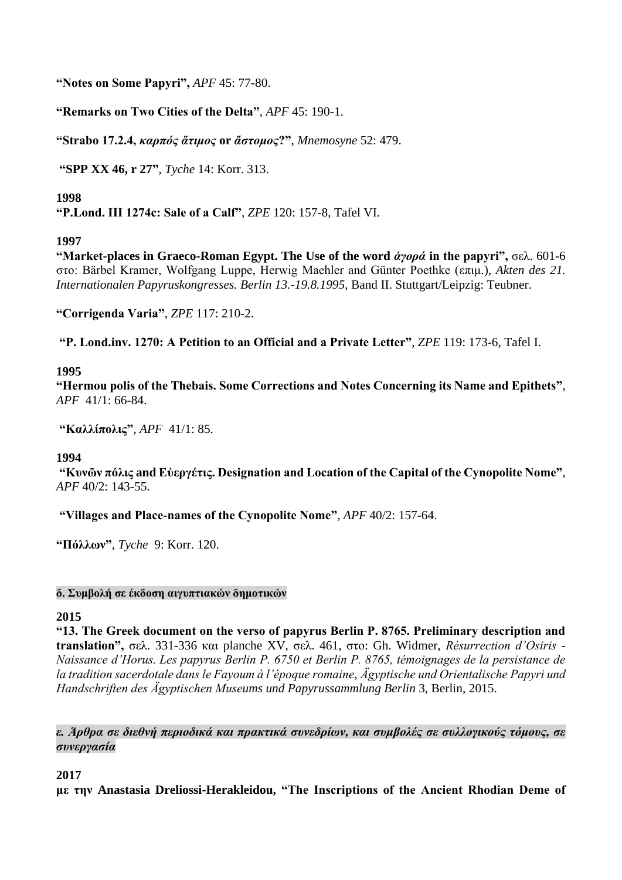**“Notes on Some Papyri”,** *APF* 45: 77-80.

**“Remarks on Two Cities of the Delta”**, *APF* 45: 190-1.

**“Strabo 17.2.4, *καρπός ἄτιμος* or *ἄστομος*?”**, *Mnemosyne* 52: 479.

**“SPP XX 46, r 27”**, *Tyche* 14: Korr. 313.

**1998**

**“P.Lond. III 1274c: Sale of a Calf”**, *ZPE* 120: 157-8, Tafel VI.

**1997**

**“Market-places in Graeco-Roman Egypt. The Use of the word *ἀγορά* in the papyri”,** σελ. 601-6 στο: Bärbel Kramer, Wolfgang Luppe, Herwig Maehler and Günter Poethke (επιμ.), *Akten des 21. Internationalen Papyruskongresses. Berlin 13.-19.8.1995*, Band II. Stuttgart/Leipzig: Teubner.

**“Corrigenda Varia”**, *ZPE* 117: 210-2.

**“P. Lond.inv. 1270: A Petition to an Official and a Private Letter”**, *ZPE* 119: 173-6, Tafel I.

**1995**

**“Hermou polis of the Thebais. Some Corrections and Notes Concerning its Name and Epithets”**, *APF* 41/1: 66-84.

**“Καλλίπολις”**, *APF* 41/1: 85.

**1994**

**“Κυνῶν πόλις and Εὐεργέτις. Designation and Location of the Capital of the Cynopolite Nome”**, *APF* 40/2: 143-55.

**“Villages and Place-names of the Cynopolite Nome”**, *APF* 40/2: 157-64.

**“Πόλλων”**, *Tyche* 9: Korr. 120.

#### δ. Συμβολή σε έκδοση αιγυπτιακών δημοτικών

**2015**

**“13. The Greek document on the verso of papyrus Berlin P. 8765. Preliminary description and translation”,** σελ. 331-336 και planche XV, σελ. 461, στο: Gh. Widmer, *Résurrection d’Osiris - Naissance d’Horus. Les papyrus Berlin P. 6750 et Berlin P. 8765, témoignages de la persistance de la tradition sacerdotale dans le Fayoum à l’époque romaine*, *Ägyptische und Orientalische Papyri und Handschriften des Ägyptischen Museums und Papyrussammlung Berlin* 3, Berlin, 2015.

#### *ε. Άρθρα σε διεθνή περιοδικά και πρακτικά συνεδρίων, και συμβολές σε συλλογικούς τόμους, σε συνεργασία*

**2017**

**με την Anastasia Dreliossi-Herakleidou, “The Inscriptions of the Ancient Rhodian Deme of**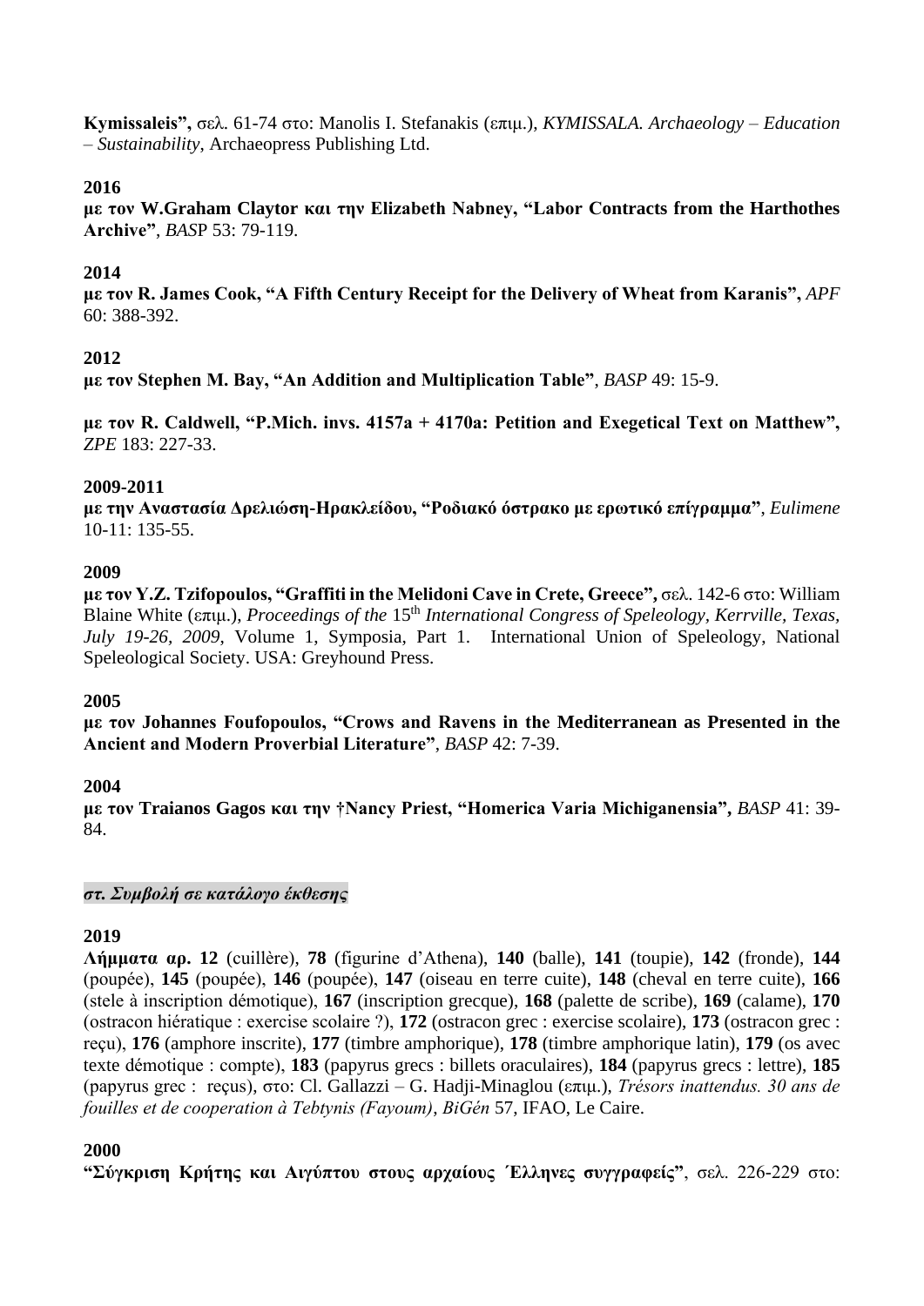**Kymissaleis"**, σελ. 61-74 στο: Manolis I. Stefanakis (επιμ.), *KYMISSALA. Archaeology – Education – Sustainability*, Archaeopress Publishing Ltd.

**2016**

**με τον W.Graham Claytor και την Elizabeth Nabney, "Labor Contracts from the Harthothes Archive"**, *BASP* 53: 79-119.

**2014**

**με τον R. James Cook, "A Fifth Century Receipt for the Delivery of Wheat from Karanis",** *APF* 60: 388-392.

**2012**

**με τον Stephen M. Bay, "An Addition and Multiplication Table"**, *BASP* 49: 15-9.

**με τον R. Caldwell, "P.Mich. invs. 4157a + 4170a: Petition and Exegetical Text on Matthew",** *ZPE* 183: 227-33.

**2009-2011**

**με την Αναστασία Δρελιώση-Ηρακλείδου, "Ροδιακό όστρακο με ερωτικό επίγραμμα"**, *Eulimene* 10-11: 135-55.

**2009**

**με τον Y.Z. Tzifopoulos, "Graffiti in the Melidoni Cave in Crete, Greece",** σελ. 142-6 στο: William Blaine White (επιμ.), *Proceedings of the* 15th *International Congress of Speleology, Kerrville, Texas, July 19-26, 2009*, Volume 1, Symposia, Part 1. International Union of Speleology, National Speleological Society. USA: Greyhound Press.

**2005**

**με τον Johannes Foufopoulos, "Crows and Ravens in the Mediterranean as Presented in the Ancient and Modern Proverbial Literature"**, *BASP* 42: 7-39.

**2004**

**με τον Traianos Gagos και την †Nancy Priest, "Homerica Varia Michiganensia",** *BASP* 41: 39-84.

***στ. Συμβολή σε κατάλογο έκθεσης***

**2019**

**Λήμματα αρ. 12** (cuillère), **78** (figurine d'Athena), **140** (balle), **141** (toupie), **142** (fronde), **144** (poupée), **145** (poupée), **146** (poupée), **147** (oiseau en terre cuite), **148** (cheval en terre cuite), **166** (stele à inscription démotique), **167** (inscription grecque), **168** (palette de scribe), **169** (calame), **170** (ostracon hiératique : exercise scolaire ?), **172** (ostracon grec : exercise scolaire), **173** (ostracon grec : reçu), **176** (amphore inscrite), **177** (timbre amphorique), **178** (timbre amphorique latin), **179** (os avec texte démotique : compte), **183** (papyrus grecs : billets oraculaires), **184** (papyrus grecs : lettre), **185** (papyrus grec : reçus), στο: Cl. Gallazzi – G. Hadji-Minaglou (επιμ.), *Trésors inattendus. 30 ans de fouilles et de cooperation à Tebtynis (Fayoum)*, *BiGén* 57, IFAO, Le Caire.

**2000**

**"Σύγκριση Κρήτης και Αιγύπτου στους αρχαίους Έλληνες συγγραφείς"**, σελ. 226-229 στο: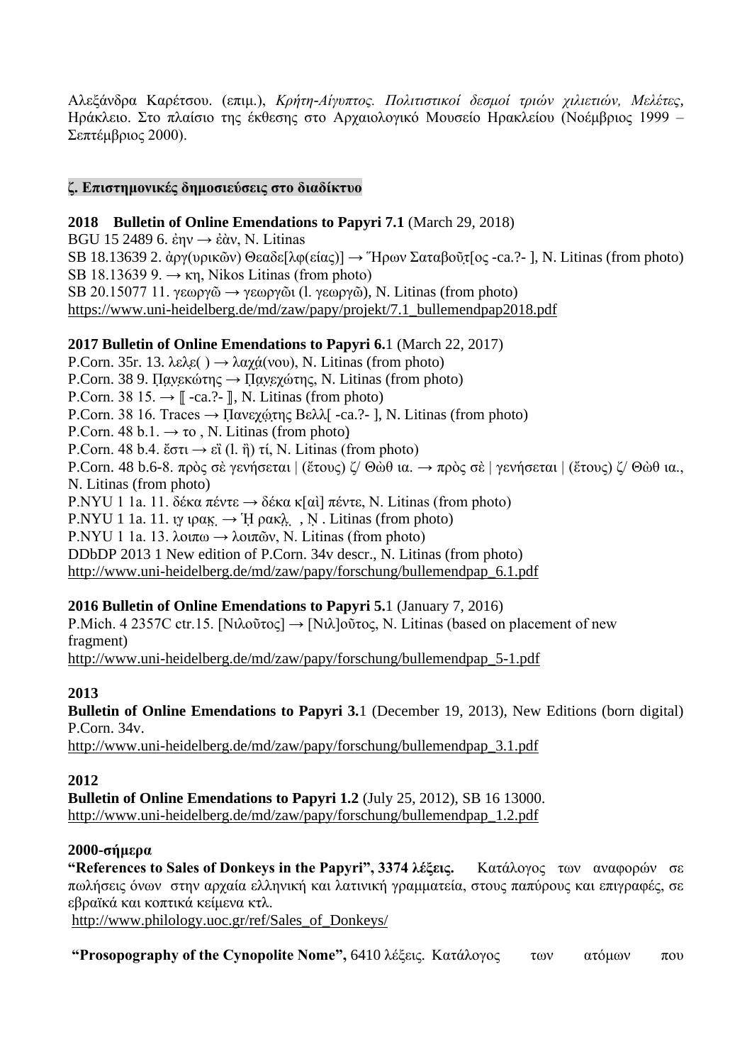Αλεξάνδρα Καρέτσου. (επιμ.), *Κρήτη-Αίγυπτος. Πολιτιστικοί δεσμοί τριών χιλιετιών, Μελέτες*, Ηράκλειο. Στο πλαίσιο της έκθεσης στο Αρχαιολογικό Μουσείο Ηρακλείου (Νοέμβριος 1999 – Σεπτέμβριος 2000).

**ζ. Επιστημονικές δημοσιεύσεις στο διαδίκτυο**

**2018 Bulletin of Online Emendations to Papyri 7.1** (March 29, 2018)
BGU 15 2489 6. ἐὴν → ἐὰν, N. Litinas
SB 18.13639 2. ἀργ(υρικῶν) Θεαδε[λφ(είας)] → Ἥρων Σαταβοῦṭ[ος -ca.?- ], N. Litinas (from photo)
SB 18.13639 9. → κη, Nikos Litinas (from photo)
SB 20.15077 11. γεωργῶ → γεωργῶι (l. γεωργῷ), N. Litinas (from photo)
https://www.uni-heidelberg.de/md/zaw/papy/projekt/7.1_bullemendpap2018.pdf

**2017 Bulletin of Online Emendations to Papyri 6.**1 (March 22, 2017)
P.Corn. 35r. 13. λεḷε( ) → λαχά(νου), N. Litinas (from photo)
P.Corn. 38 9. Ṗαṇεκώτης → Ṗαṇεχώτης, N. Litinas (from photo)
P.Corn. 38 15. → ⟦ -ca.?- ⟧, N. Litinas (from photo)
P.Corn. 38 16. Traces → Ṗανεχώṭης Βελλ[ -ca.?- ], N. Litinas (from photo)
P.Corn. 48 b.1. → το , N. Litinas (from photo)
P.Corn. 48 b.4. ἔστι → εἲ (l. ἤ) τί, N. Litinas (from photo)
P.Corn. 48 b.6-8. πρὸς σὲ γενήσεται | (ἔτους) ζ/ Θὼθ ια. → πρὸς σὲ | γενήσεται | (ἔτους) ζ/ Θὼθ ια., N. Litinas (from photo)
P.NYU 1 1a. 11. δέκα πέντε → δέκα κ[αὶ] πέντε, N. Litinas (from photo)
P.NYU 1 1a. 11. ιγ ιραḳ. → Ἡ ρακḷ. , Ṇ . Litinas (from photo)
P.NYU 1 1a. 13. λοιπω → λοιπῶν, N. Litinas (from photo)
DDbDP 2013 1 New edition of P.Corn. 34v descr., N. Litinas (from photo)
http://www.uni-heidelberg.de/md/zaw/papy/forschung/bullemendpap_6.1.pdf

**2016 Bulletin of Online Emendations to Papyri 5.**1 (January 7, 2016)
P.Mich. 4 2357C ctr.15. [Νιλοῦτος] → [Νιλ]οῦτος, N. Litinas (based on placement of new fragment)
http://www.uni-heidelberg.de/md/zaw/papy/forschung/bullemendpap_5-1.pdf

**2013**
**Bulletin of Online Emendations to Papyri 3.**1 (December 19, 2013), New Editions (born digital) P.Corn. 34v.
http://www.uni-heidelberg.de/md/zaw/papy/forschung/bullemendpap_3.1.pdf

**2012**
**Bulletin of Online Emendations to Papyri 1.2** (July 25, 2012), SB 16 13000.
http://www.uni-heidelberg.de/md/zaw/papy/forschung/bullemendpap_1.2.pdf

**2000-σήμερα**
**"References to Sales of Donkeys in the Papyri", 3374 λέξεις.** Κατάλογος των αναφορών σε πωλήσεις όνων στην αρχαία ελληνική και λατινική γραμματεία, στους παπύρους και επιγραφές, σε εβραϊκά και κοπτικά κείμενα κτλ.
http://www.philology.uoc.gr/ref/Sales_of_Donkeys/

**"Prosopography of the Cynopolite Nome",** 6410 λέξεις. Κατάλογος των ατόμων που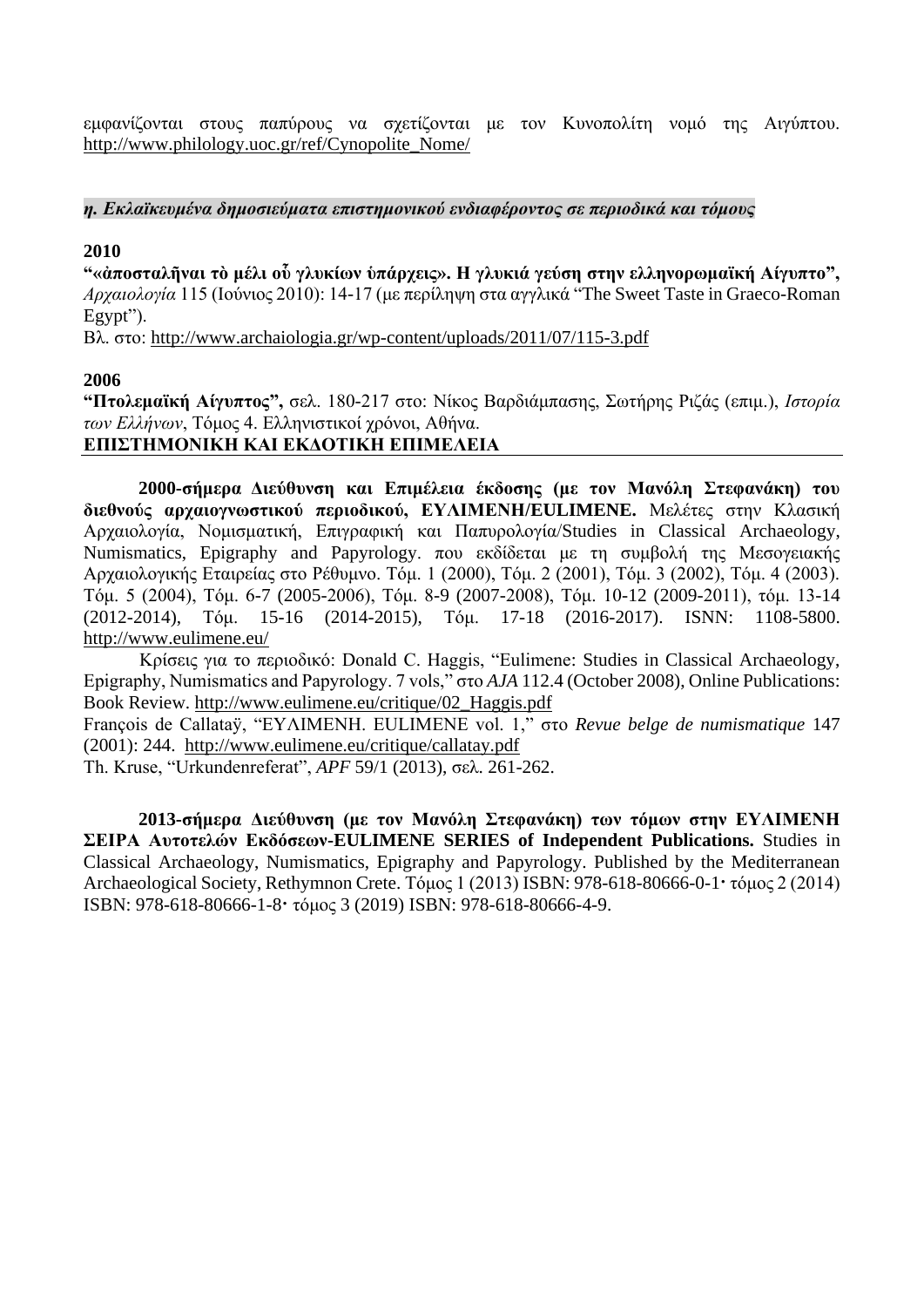εμφανίζονται στους παπύρους να σχετίζονται με τον Κυνοπολίτη νομό της Αιγύπτου. http://www.philology.uoc.gr/ref/Cynopolite_Nome/

***η. Εκλαϊκευμένα δημοσιεύματα επιστημονικού ενδιαφέροντος σε περιοδικά και τόμους***

**2010**

**"«ἀποσταλῆναι τὸ μέλι οὗ γλυκίων ὑπάρχεις». Η γλυκιά γεύση στην ελληνορωμαϊκή Αίγυπτο",** *Αρχαιολογία* 115 (Ιούνιος 2010): 14-17 (με περίληψη στα αγγλικά "The Sweet Taste in Graeco-Roman Egypt").

Βλ. στο: http://www.archaiologia.gr/wp-content/uploads/2011/07/115-3.pdf

**2006**

**"Πτολεμαϊκή Αίγυπτος",** σελ. 180-217 στο: Νίκος Βαρδιάμπασης, Σωτήρης Ριζάς (επιμ.), *Ιστορία των Ελλήνων*, Τόμος 4. Ελληνιστικοί χρόνοι, Αθήνα.

## ΕΠΙΣΤΗΜΟΝΙΚΗ ΚΑΙ ΕΚΔΟΤΙΚΗ ΕΠΙΜΕΛΕΙΑ

**2000-σήμερα Διεύθυνση και Επιμέλεια έκδοσης (με τον Μανόλη Στεφανάκη) του διεθνούς αρχαιογνωστικού περιοδικού, ΕΥΛΙΜΕΝΗ/EULIMENE.** Μελέτες στην Κλασική Αρχαιολογία, Νομισματική, Επιγραφική και Παπυρολογία/Studies in Classical Archaeology, Numismatics, Epigraphy and Papyrology. που εκδίδεται με τη συμβολή της Μεσογειακής Αρχαιολογικής Εταιρείας στο Ρέθυμνο. Τόμ. 1 (2000), Τόμ. 2 (2001), Τόμ. 3 (2002), Τόμ. 4 (2003). Τόμ. 5 (2004), Τόμ. 6-7 (2005-2006), Τόμ. 8-9 (2007-2008), Τόμ. 10-12 (2009-2011), τόμ. 13-14 (2012-2014), Τόμ. 15-16 (2014-2015), Τόμ. 17-18 (2016-2017). ISNN: 1108-5800. http://www.eulimene.eu/

Κρίσεις για το περιοδικό: Donald C. Haggis, "Eulimene: Studies in Classical Archaeology, Epigraphy, Numismatics and Papyrology. 7 vols," στο *AJA* 112.4 (October 2008), Online Publications: Book Review. http://www.eulimene.eu/critique/02_Haggis.pdf

François de Callataÿ, "ΕΥΛΙΜΕΝΗ. EULIMENE vol. 1," στο *Revue belge de numismatique* 147 (2001): 244. http://www.eulimene.eu/critique/callatay.pdf

Th. Kruse, "Urkundenreferat", *APF* 59/1 (2013), σελ. 261-262.

**2013-σήμερα Διεύθυνση (με τον Μανόλη Στεφανάκη) των τόμων στην ΕΥΛΙΜΕΝΗ ΣΕΙΡΑ Αυτοτελών Εκδόσεων-EULIMENE SERIES of Independent Publications.** Studies in Classical Archaeology, Numismatics, Epigraphy and Papyrology. Published by the Mediterranean Archaeological Society, Rethymnon Crete. Τόμος 1 (2013) ISBN: 978-618-80666-0-1· τόμος 2 (2014) ISBN: 978-618-80666-1-8· τόμος 3 (2019) ISBN: 978-618-80666-4-9.